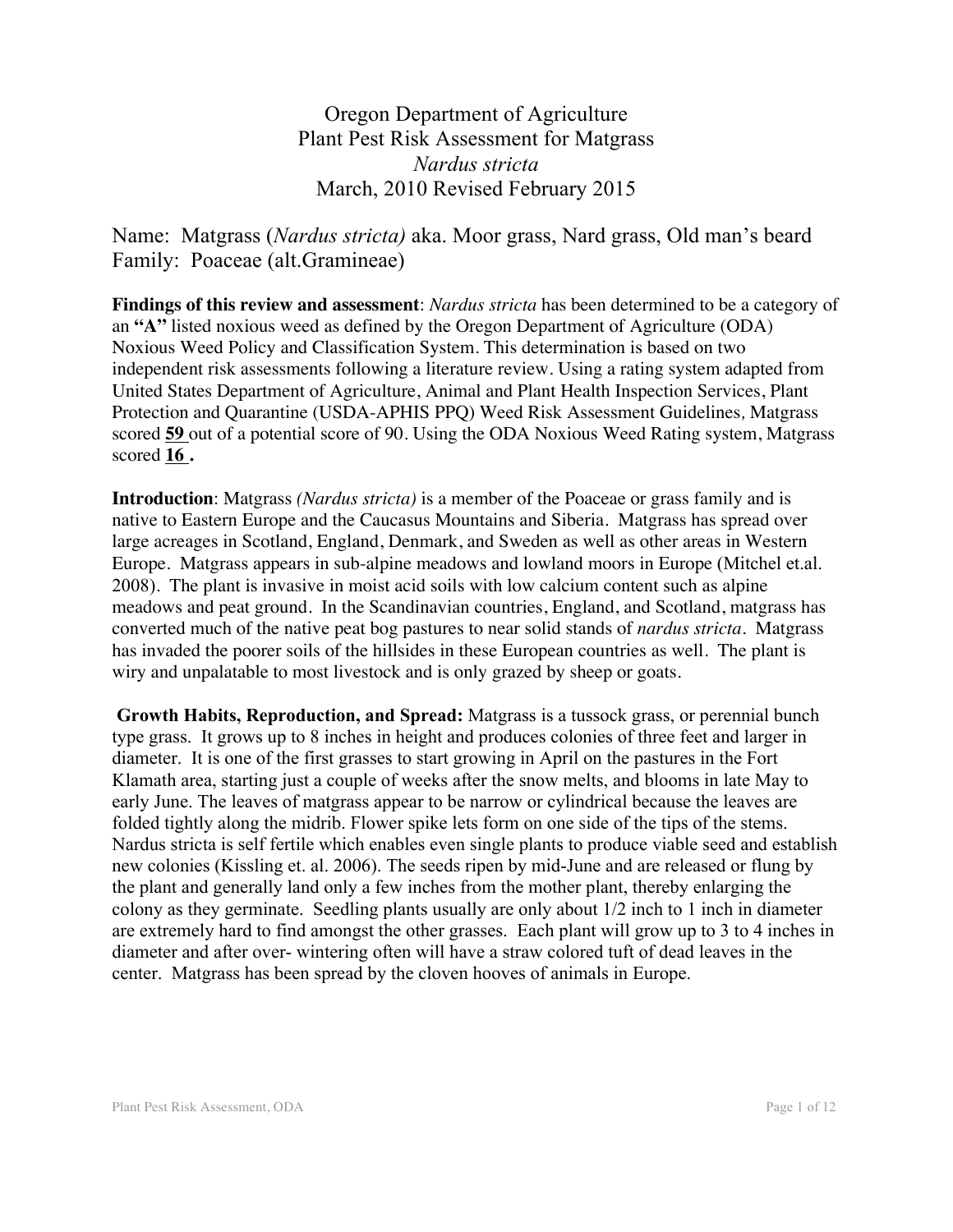# Oregon Department of Agriculture
## Plant Pest Risk Assessment for Matgrass
### *Nardus stricta*
### March, 2010 Revised February 2015

Name: Matgrass (*Nardus stricta)* aka. Moor grass, Nard grass, Old man's beard
Family: Poaceae (alt.Gramineae)

**Findings of this review and assessment**: *Nardus stricta* has been determined to be a category of an **"A"** listed noxious weed as defined by the Oregon Department of Agriculture (ODA) Noxious Weed Policy and Classification System. This determination is based on two independent risk assessments following a literature review. Using a rating system adapted from United States Department of Agriculture, Animal and Plant Health Inspection Services, Plant Protection and Quarantine (USDA-APHIS PPQ) Weed Risk Assessment Guidelines*,* Matgrass scored **59** out of a potential score of 90. Using the ODA Noxious Weed Rating system, Matgrass scored **16 .**

**Introduction**: Matgrass *(Nardus stricta)* is a member of the Poaceae or grass family and is native to Eastern Europe and the Caucasus Mountains and Siberia. Matgrass has spread over large acreages in Scotland, England, Denmark, and Sweden as well as other areas in Western Europe. Matgrass appears in sub-alpine meadows and lowland moors in Europe (Mitchel et.al. 2008). The plant is invasive in moist acid soils with low calcium content such as alpine meadows and peat ground. In the Scandinavian countries, England, and Scotland, matgrass has converted much of the native peat bog pastures to near solid stands of *nardus stricta*. Matgrass has invaded the poorer soils of the hillsides in these European countries as well. The plant is wiry and unpalatable to most livestock and is only grazed by sheep or goats.

**Growth Habits, Reproduction, and Spread:** Matgrass is a tussock grass, or perennial bunch type grass. It grows up to 8 inches in height and produces colonies of three feet and larger in diameter. It is one of the first grasses to start growing in April on the pastures in the Fort Klamath area, starting just a couple of weeks after the snow melts, and blooms in late May to early June. The leaves of matgrass appear to be narrow or cylindrical because the leaves are folded tightly along the midrib. Flower spike lets form on one side of the tips of the stems. Nardus stricta is self fertile which enables even single plants to produce viable seed and establish new colonies (Kissling et. al. 2006). The seeds ripen by mid-June and are released or flung by the plant and generally land only a few inches from the mother plant, thereby enlarging the colony as they germinate. Seedling plants usually are only about 1/2 inch to 1 inch in diameter are extremely hard to find amongst the other grasses. Each plant will grow up to 3 to 4 inches in diameter and after over- wintering often will have a straw colored tuft of dead leaves in the center. Matgrass has been spread by the cloven hooves of animals in Europe.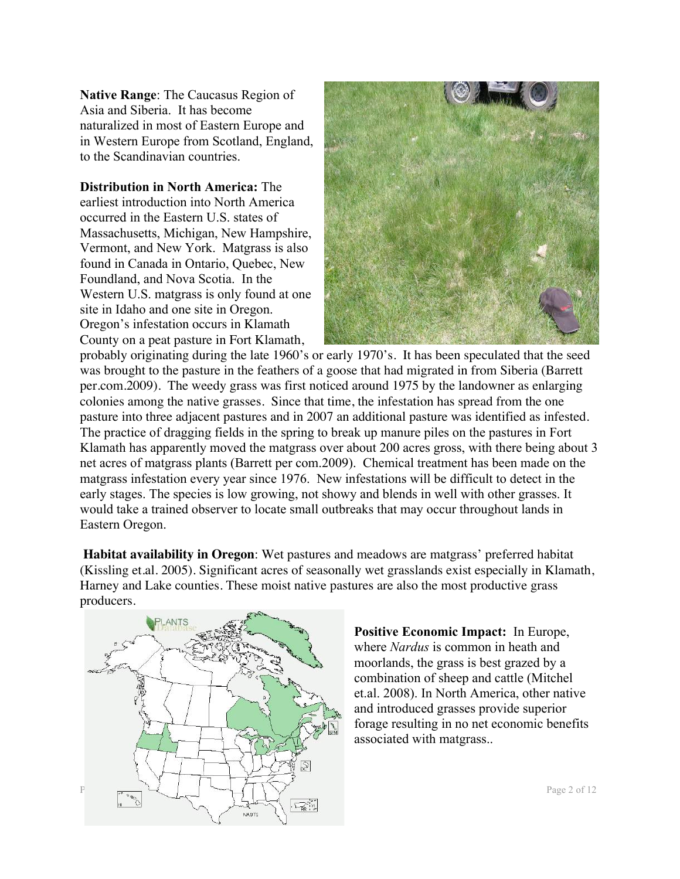**Native Range**: The Caucasus Region of Asia and Siberia. It has become naturalized in most of Eastern Europe and in Western Europe from Scotland, England, to the Scandinavian countries.

**Distribution in North America:** The earliest introduction into North America occurred in the Eastern U.S. states of Massachusetts, Michigan, New Hampshire, Vermont, and New York. Matgrass is also found in Canada in Ontario, Quebec, New Foundland, and Nova Scotia. In the Western U.S. matgrass is only found at one site in Idaho and one site in Oregon. Oregon's infestation occurs in Klamath County on a peat pasture in Fort Klamath, probably originating during the late 1960's or early 1970's. It has been speculated that the seed was brought to the pasture in the feathers of a goose that had migrated in from Siberia (Barrett per.com.2009). The weedy grass was first noticed around 1975 by the landowner as enlarging colonies among the native grasses. Since that time, the infestation has spread from the one pasture into three adjacent pastures and in 2007 an additional pasture was identified as infested. The practice of dragging fields in the spring to break up manure piles on the pastures in Fort Klamath has apparently moved the matgrass over about 200 acres gross, with there being about 3 net acres of matgrass plants (Barrett per com.2009). Chemical treatment has been made on the matgrass infestation every year since 1976. New infestations will be difficult to detect in the early stages. The species is low growing, not showy and blends in well with other grasses. It would take a trained observer to locate small outbreaks that may occur throughout lands in Eastern Oregon.

**Habitat availability in Oregon**: Wet pastures and meadows are matgrass' preferred habitat (Kissling et.al. 2005). Significant acres of seasonally wet grasslands exist especially in Klamath, Harney and Lake counties. These moist native pastures are also the most productive grass producers.

**Positive Economic Impact:** In Europe, where *Nardus* is common in heath and moorlands, the grass is best grazed by a combination of sheep and cattle (Mitchel et.al. 2008). In North America, other native and introduced grasses provide superior forage resulting in no net economic benefits associated with matgrass..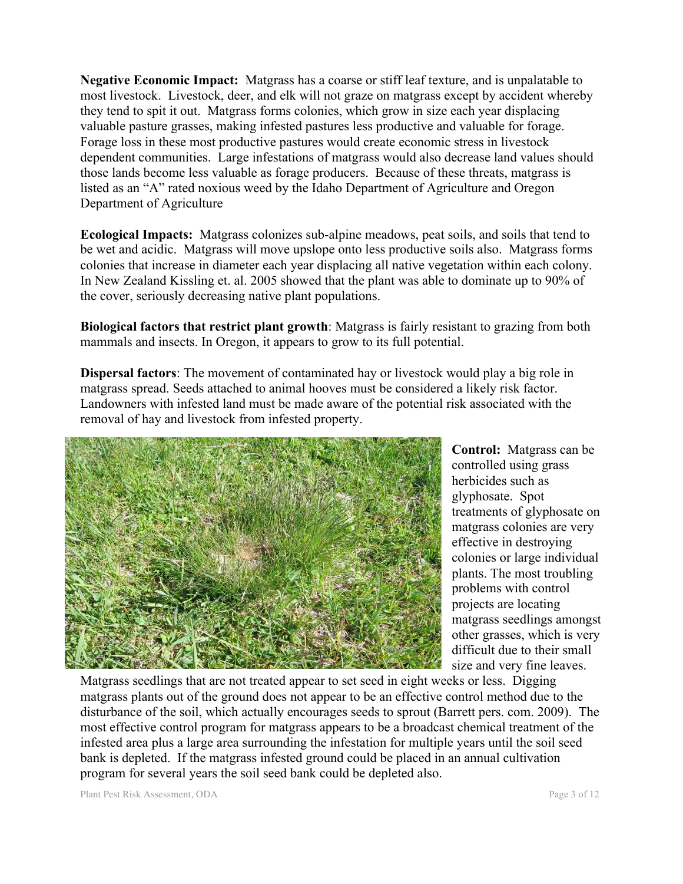**Negative Economic Impact:** Matgrass has a coarse or stiff leaf texture, and is unpalatable to most livestock. Livestock, deer, and elk will not graze on matgrass except by accident whereby they tend to spit it out. Matgrass forms colonies, which grow in size each year displacing valuable pasture grasses, making infested pastures less productive and valuable for forage. Forage loss in these most productive pastures would create economic stress in livestock dependent communities. Large infestations of matgrass would also decrease land values should those lands become less valuable as forage producers. Because of these threats, matgrass is listed as an "A" rated noxious weed by the Idaho Department of Agriculture and Oregon Department of Agriculture

**Ecological Impacts:** Matgrass colonizes sub-alpine meadows, peat soils, and soils that tend to be wet and acidic. Matgrass will move upslope onto less productive soils also. Matgrass forms colonies that increase in diameter each year displacing all native vegetation within each colony. In New Zealand Kissling et. al. 2005 showed that the plant was able to dominate up to 90% of the cover, seriously decreasing native plant populations.

**Biological factors that restrict plant growth**: Matgrass is fairly resistant to grazing from both mammals and insects. In Oregon, it appears to grow to its full potential.

**Dispersal factors**: The movement of contaminated hay or livestock would play a big role in matgrass spread. Seeds attached to animal hooves must be considered a likely risk factor. Landowners with infested land must be made aware of the potential risk associated with the removal of hay and livestock from infested property.

**Control:** Matgrass can be controlled using grass herbicides such as glyphosate. Spot treatments of glyphosate on matgrass colonies are very effective in destroying colonies or large individual plants. The most troubling problems with control projects are locating matgrass seedlings amongst other grasses, which is very difficult due to their small size and very fine leaves. Matgrass seedlings that are not treated appear to set seed in eight weeks or less. Digging matgrass plants out of the ground does not appear to be an effective control method due to the disturbance of the soil, which actually encourages seeds to sprout (Barrett pers. com. 2009). The most effective control program for matgrass appears to be a broadcast chemical treatment of the infested area plus a large area surrounding the infestation for multiple years until the soil seed bank is depleted. If the matgrass infested ground could be placed in an annual cultivation program for several years the soil seed bank could be depleted also.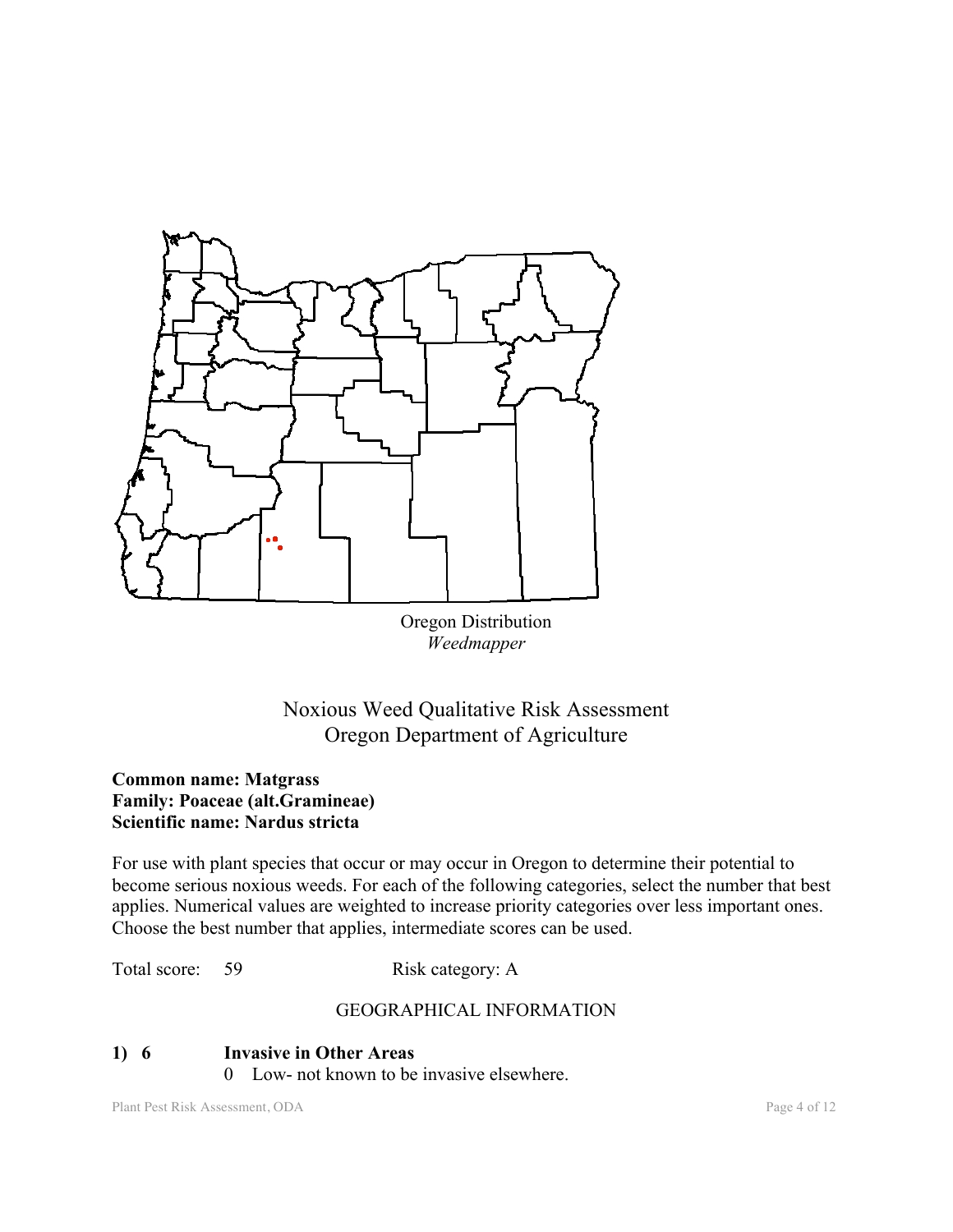Oregon Distribution
*Weedmapper*

# Noxious Weed Qualitative Risk Assessment
# Oregon Department of Agriculture

**Common name: Matgrass**
**Family: Poaceae (alt.Gramineae)**
**Scientific name: Nardus stricta**

For use with plant species that occur or may occur in Oregon to determine their potential to become serious noxious weeds. For each of the following categories, select the number that best applies. Numerical values are weighted to increase priority categories over less important ones. Choose the best number that applies, intermediate scores can be used.

Total score: 59 Risk category: A

## GEOGRAPHICAL INFORMATION

**1) 6 Invasive in Other Areas**

0 Low- not known to be invasive elsewhere.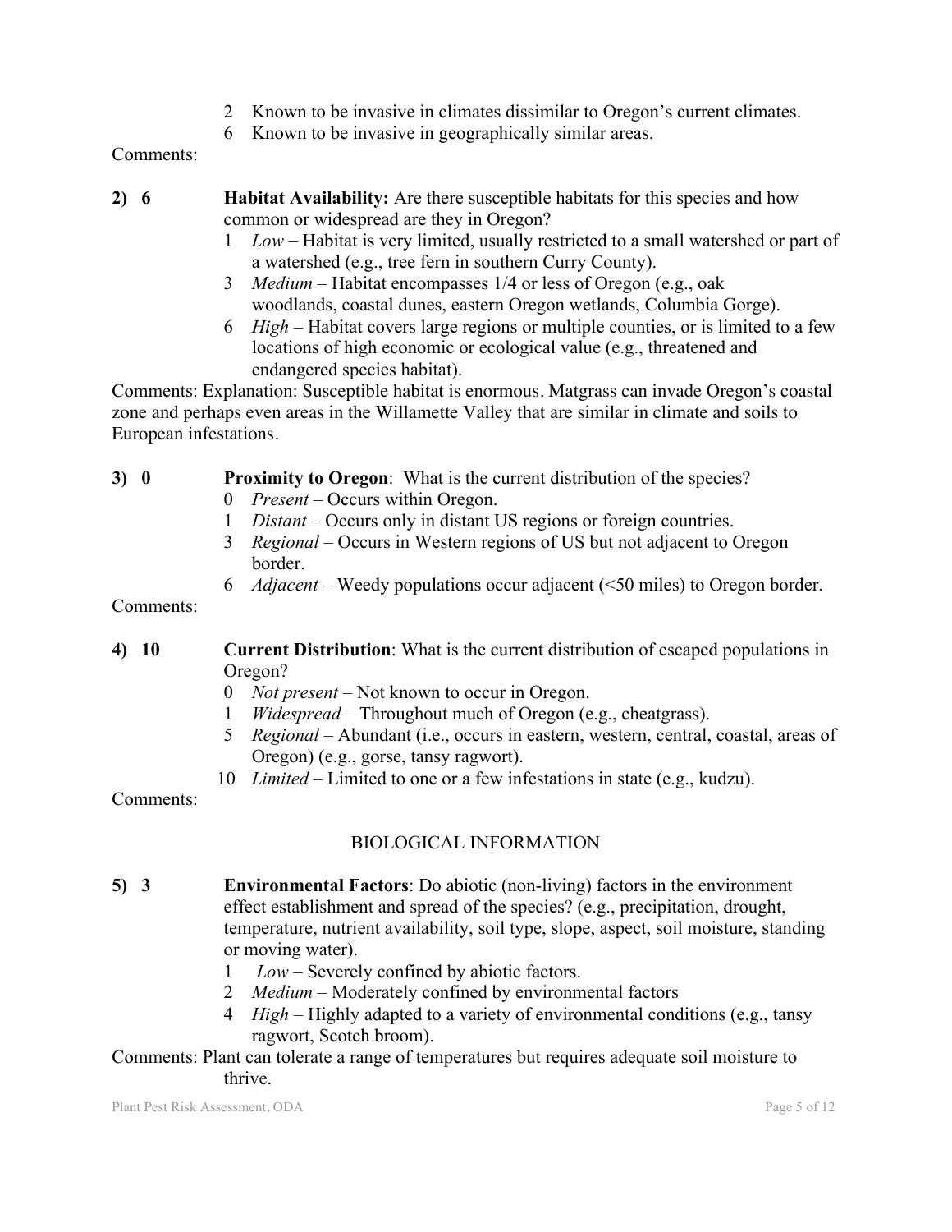- 2 Known to be invasive in climates dissimilar to Oregon's current climates.
- 6 Known to be invasive in geographically similar areas.

Comments:

**2) 6** **Habitat Availability:** Are there susceptible habitats for this species and how common or widespread are they in Oregon?

- 1 *Low* – Habitat is very limited, usually restricted to a small watershed or part of a watershed (e.g., tree fern in southern Curry County).
- 3 *Medium* – Habitat encompasses 1/4 or less of Oregon (e.g., oak woodlands, coastal dunes, eastern Oregon wetlands, Columbia Gorge).
- 6 *High* – Habitat covers large regions or multiple counties, or is limited to a few locations of high economic or ecological value (e.g., threatened and endangered species habitat).

Comments: Explanation: Susceptible habitat is enormous. Matgrass can invade Oregon's coastal zone and perhaps even areas in the Willamette Valley that are similar in climate and soils to European infestations.

**3) 0** **Proximity to Oregon**: What is the current distribution of the species?

- 0 *Present* – Occurs within Oregon.
- 1 *Distant* – Occurs only in distant US regions or foreign countries.
- 3 *Regional* – Occurs in Western regions of US but not adjacent to Oregon border.
- 6 *Adjacent* – Weedy populations occur adjacent (<50 miles) to Oregon border.

Comments:

**4) 10** **Current Distribution**: What is the current distribution of escaped populations in Oregon?

- 0 *Not present* – Not known to occur in Oregon.
- 1 *Widespread* – Throughout much of Oregon (e.g., cheatgrass).
- 5 *Regional* – Abundant (i.e., occurs in eastern, western, central, coastal, areas of Oregon) (e.g., gorse, tansy ragwort).
- 10 *Limited* – Limited to one or a few infestations in state (e.g., kudzu).

Comments:

## BIOLOGICAL INFORMATION

**5) 3** **Environmental Factors**: Do abiotic (non-living) factors in the environment effect establishment and spread of the species? (e.g., precipitation, drought, temperature, nutrient availability, soil type, slope, aspect, soil moisture, standing or moving water).

- 1 *Low* – Severely confined by abiotic factors.
- 2 *Medium* – Moderately confined by environmental factors
- 4 *High* – Highly adapted to a variety of environmental conditions (e.g., tansy ragwort, Scotch broom).

Comments: Plant can tolerate a range of temperatures but requires adequate soil moisture to thrive.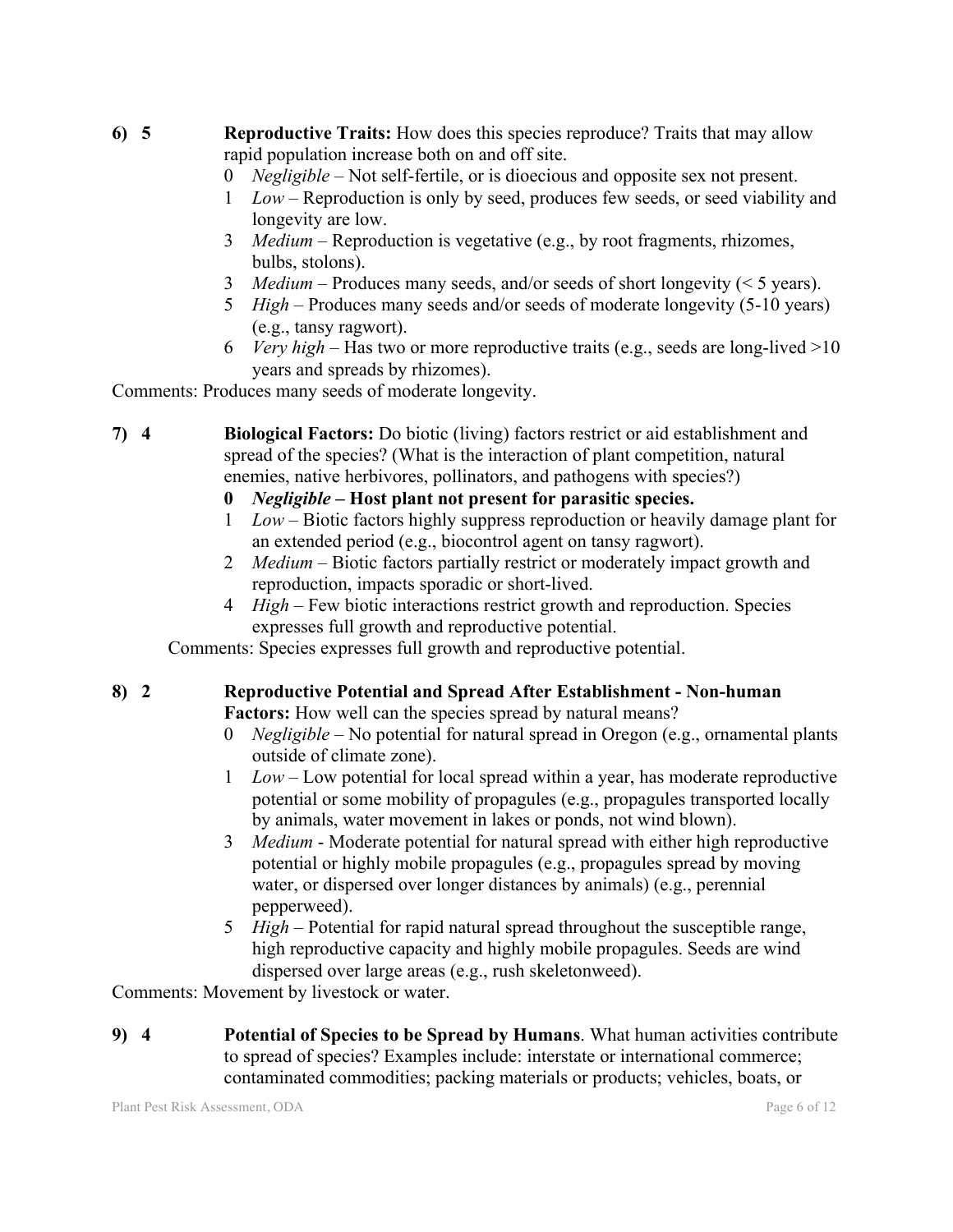**6) 5** **Reproductive Traits:** How does this species reproduce? Traits that may allow rapid population increase both on and off site.

- 0 *Negligible* – Not self-fertile, or is dioecious and opposite sex not present.
- 1 *Low* – Reproduction is only by seed, produces few seeds, or seed viability and longevity are low.
- 3 *Medium* – Reproduction is vegetative (e.g., by root fragments, rhizomes, bulbs, stolons).
- 3 *Medium* – Produces many seeds, and/or seeds of short longevity (< 5 years).
- 5 *High* – Produces many seeds and/or seeds of moderate longevity (5-10 years) (e.g., tansy ragwort).
- 6 *Very high* – Has two or more reproductive traits (e.g., seeds are long-lived >10 years and spreads by rhizomes).

Comments: Produces many seeds of moderate longevity.

**7) 4** **Biological Factors:** Do biotic (living) factors restrict or aid establishment and spread of the species? (What is the interaction of plant competition, natural enemies, native herbivores, pollinators, and pathogens with species?)

- **0** ***Negligible* – Host plant not present for parasitic species.**
- 1 *Low* – Biotic factors highly suppress reproduction or heavily damage plant for an extended period (e.g., biocontrol agent on tansy ragwort).
- 2 *Medium* – Biotic factors partially restrict or moderately impact growth and reproduction, impacts sporadic or short-lived.
- 4 *High* – Few biotic interactions restrict growth and reproduction. Species expresses full growth and reproductive potential.

Comments: Species expresses full growth and reproductive potential.

**8) 2** **Reproductive Potential and Spread After Establishment - Non-human Factors:** How well can the species spread by natural means?

- 0 *Negligible* – No potential for natural spread in Oregon (e.g., ornamental plants outside of climate zone).
- 1 *Low* – Low potential for local spread within a year, has moderate reproductive potential or some mobility of propagules (e.g., propagules transported locally by animals, water movement in lakes or ponds, not wind blown).
- 3 *Medium* - Moderate potential for natural spread with either high reproductive potential or highly mobile propagules (e.g., propagules spread by moving water, or dispersed over longer distances by animals) (e.g., perennial pepperweed).
- 5 *High* – Potential for rapid natural spread throughout the susceptible range, high reproductive capacity and highly mobile propagules. Seeds are wind dispersed over large areas (e.g., rush skeletonweed).

Comments: Movement by livestock or water.

**9) 4** **Potential of Species to be Spread by Humans**. What human activities contribute to spread of species? Examples include: interstate or international commerce; contaminated commodities; packing materials or products; vehicles, boats, or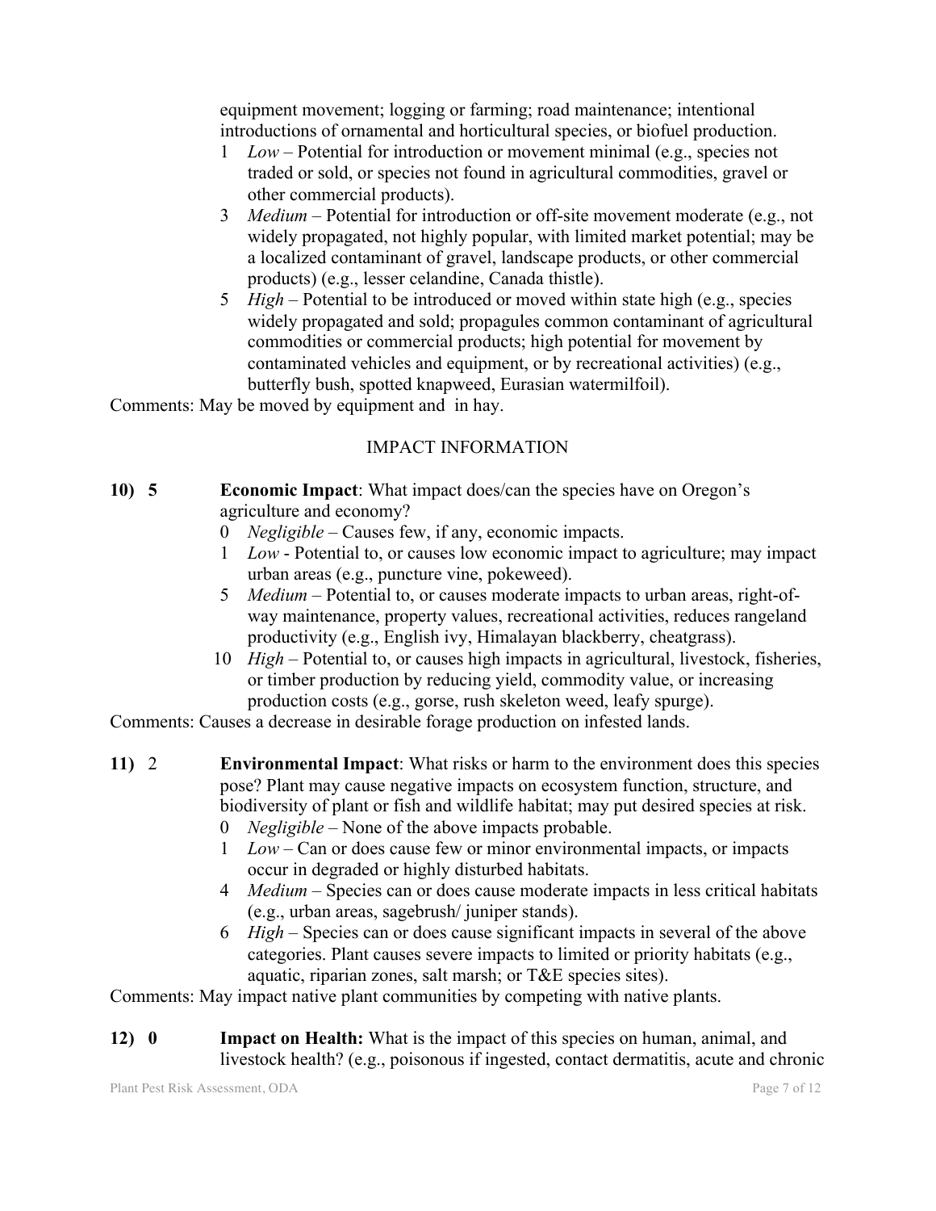equipment movement; logging or farming; road maintenance; intentional introductions of ornamental and horticultural species, or biofuel production.

1 *Low* – Potential for introduction or movement minimal (e.g., species not traded or sold, or species not found in agricultural commodities, gravel or other commercial products).

3 *Medium* – Potential for introduction or off-site movement moderate (e.g., not widely propagated, not highly popular, with limited market potential; may be a localized contaminant of gravel, landscape products, or other commercial products) (e.g., lesser celandine, Canada thistle).

5 *High* – Potential to be introduced or moved within state high (e.g., species widely propagated and sold; propagules common contaminant of agricultural commodities or commercial products; high potential for movement by contaminated vehicles and equipment, or by recreational activities) (e.g., butterfly bush, spotted knapweed, Eurasian watermilfoil).

Comments: May be moved by equipment and in hay.

## IMPACT INFORMATION

**10) 5** **Economic Impact**: What impact does/can the species have on Oregon's agriculture and economy?

0 *Negligible* – Causes few, if any, economic impacts.

1 *Low* - Potential to, or causes low economic impact to agriculture; may impact urban areas (e.g., puncture vine, pokeweed).

5 *Medium* – Potential to, or causes moderate impacts to urban areas, right-of-way maintenance, property values, recreational activities, reduces rangeland productivity (e.g., English ivy, Himalayan blackberry, cheatgrass).

10 *High* – Potential to, or causes high impacts in agricultural, livestock, fisheries, or timber production by reducing yield, commodity value, or increasing production costs (e.g., gorse, rush skeleton weed, leafy spurge).

Comments: Causes a decrease in desirable forage production on infested lands.

**11)** 2 **Environmental Impact**: What risks or harm to the environment does this species pose? Plant may cause negative impacts on ecosystem function, structure, and biodiversity of plant or fish and wildlife habitat; may put desired species at risk.

0 *Negligible* – None of the above impacts probable.

1 *Low* – Can or does cause few or minor environmental impacts, or impacts occur in degraded or highly disturbed habitats.

4 *Medium* – Species can or does cause moderate impacts in less critical habitats (e.g., urban areas, sagebrush/ juniper stands).

6 *High* – Species can or does cause significant impacts in several of the above categories. Plant causes severe impacts to limited or priority habitats (e.g., aquatic, riparian zones, salt marsh; or T&E species sites).

Comments: May impact native plant communities by competing with native plants.

**12) 0** **Impact on Health:** What is the impact of this species on human, animal, and livestock health? (e.g., poisonous if ingested, contact dermatitis, acute and chronic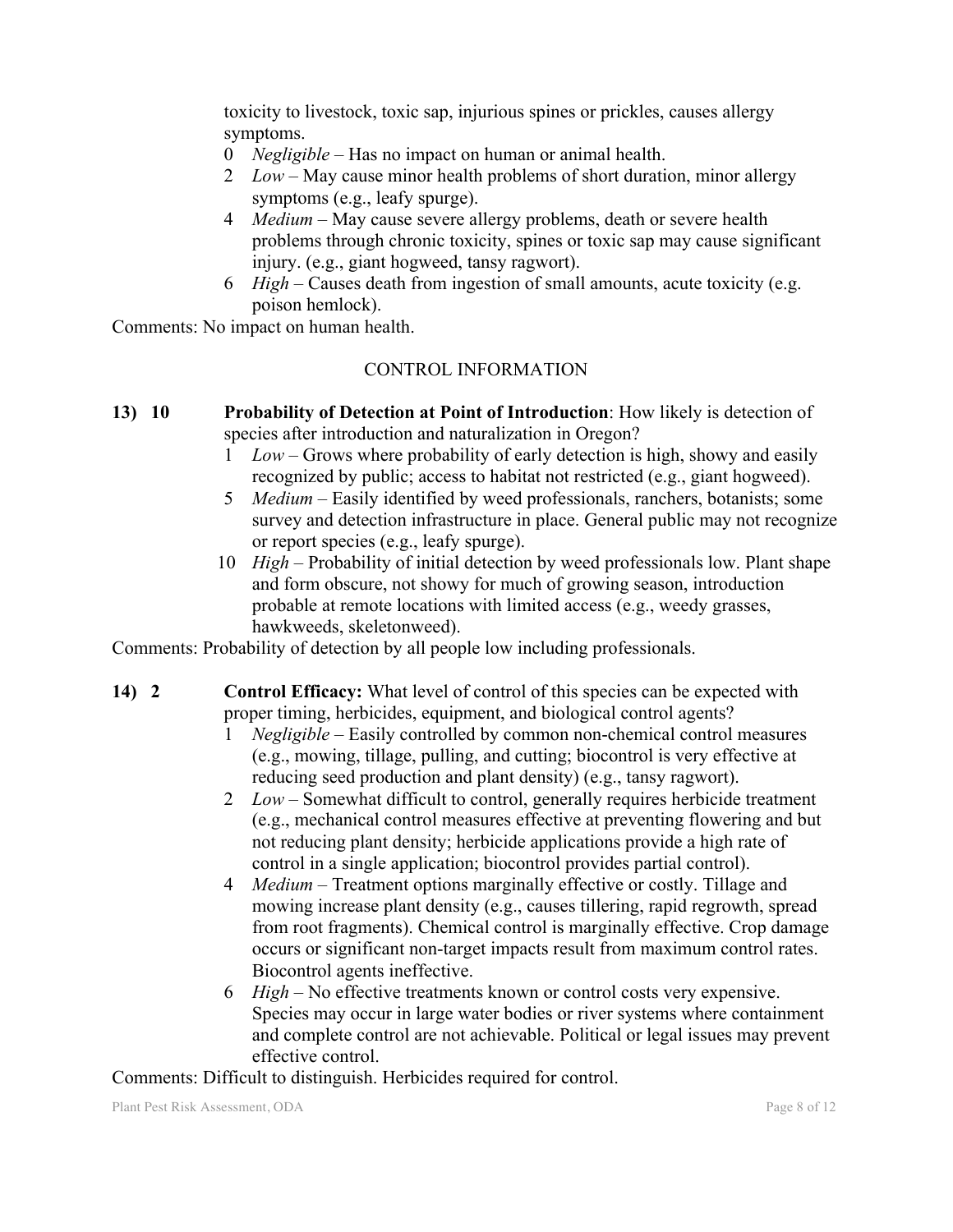toxicity to livestock, toxic sap, injurious spines or prickles, causes allergy symptoms.

- 0 *Negligible* – Has no impact on human or animal health.
- 2 *Low* – May cause minor health problems of short duration, minor allergy symptoms (e.g., leafy spurge).
- 4 *Medium* – May cause severe allergy problems, death or severe health problems through chronic toxicity, spines or toxic sap may cause significant injury. (e.g., giant hogweed, tansy ragwort).
- 6 *High* – Causes death from ingestion of small amounts, acute toxicity (e.g. poison hemlock).

Comments: No impact on human health.

## CONTROL INFORMATION

**13) 10** **Probability of Detection at Point of Introduction**: How likely is detection of species after introduction and naturalization in Oregon?

- 1 *Low* – Grows where probability of early detection is high, showy and easily recognized by public; access to habitat not restricted (e.g., giant hogweed).
- 5 *Medium* – Easily identified by weed professionals, ranchers, botanists; some survey and detection infrastructure in place. General public may not recognize or report species (e.g., leafy spurge).
- 10 *High* – Probability of initial detection by weed professionals low. Plant shape and form obscure, not showy for much of growing season, introduction probable at remote locations with limited access (e.g., weedy grasses, hawkweeds, skeletonweed).

Comments: Probability of detection by all people low including professionals.

**14) 2** **Control Efficacy:** What level of control of this species can be expected with proper timing, herbicides, equipment, and biological control agents?

- 1 *Negligible* – Easily controlled by common non-chemical control measures (e.g., mowing, tillage, pulling, and cutting; biocontrol is very effective at reducing seed production and plant density) (e.g., tansy ragwort).
- 2 *Low* – Somewhat difficult to control, generally requires herbicide treatment (e.g., mechanical control measures effective at preventing flowering and but not reducing plant density; herbicide applications provide a high rate of control in a single application; biocontrol provides partial control).
- 4 *Medium* – Treatment options marginally effective or costly. Tillage and mowing increase plant density (e.g., causes tillering, rapid regrowth, spread from root fragments). Chemical control is marginally effective. Crop damage occurs or significant non-target impacts result from maximum control rates. Biocontrol agents ineffective.
- 6 *High* – No effective treatments known or control costs very expensive. Species may occur in large water bodies or river systems where containment and complete control are not achievable. Political or legal issues may prevent effective control.

Comments: Difficult to distinguish. Herbicides required for control.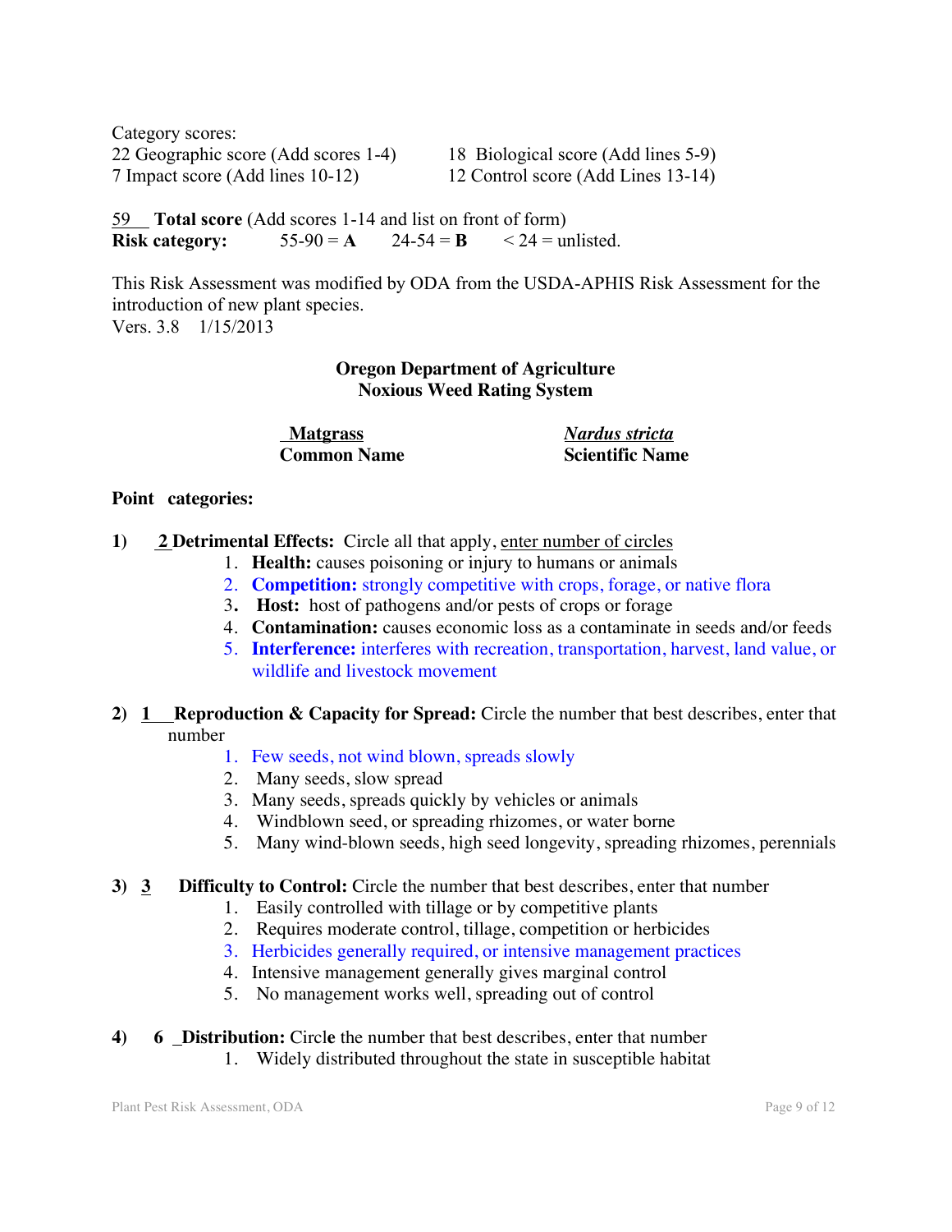Category scores:

22 Geographic score (Add scores 1-4)

18 Biological score (Add lines 5-9)

7 Impact score (Add lines 10-12)

12 Control score (Add Lines 13-14)

59 **Total score** (Add scores 1-14 and list on front of form)

**Risk category:** 55-90 = **A** 24-54 = **B** < 24 = unlisted.

This Risk Assessment was modified by ODA from the USDA-APHIS Risk Assessment for the introduction of new plant species.
Vers. 3.8 1/15/2013

## Oregon Department of Agriculture
## Noxious Weed Rating System

| Matgrass | *Nardus stricta* |
|---|---|
| **Common Name** | **Scientific Name** |

**Point categories:**

**1)** 2 **Detrimental Effects:** Circle all that apply, enter number of circles

1. **Health:** causes poisoning or injury to humans or animals
2. **Competition:** strongly competitive with crops, forage, or native flora
3. **Host:** host of pathogens and/or pests of crops or forage
4. **Contamination:** causes economic loss as a contaminate in seeds and/or feeds
5. **Interference:** interferes with recreation, transportation, harvest, land value, or wildlife and livestock movement

**2)** 1 **Reproduction & Capacity for Spread:** Circle the number that best describes, enter that number

1. Few seeds, not wind blown, spreads slowly
2. Many seeds, slow spread
3. Many seeds, spreads quickly by vehicles or animals
4. Windblown seed, or spreading rhizomes, or water borne
5. Many wind-blown seeds, high seed longevity, spreading rhizomes, perennials

**3)** 3 **Difficulty to Control:** Circle the number that best describes, enter that number

1. Easily controlled with tillage or by competitive plants
2. Requires moderate control, tillage, competition or herbicides
3. Herbicides generally required, or intensive management practices
4. Intensive management generally gives marginal control
5. No management works well, spreading out of control

**4)** 6 **Distribution:** Circle the number that best describes, enter that number

1. Widely distributed throughout the state in susceptible habitat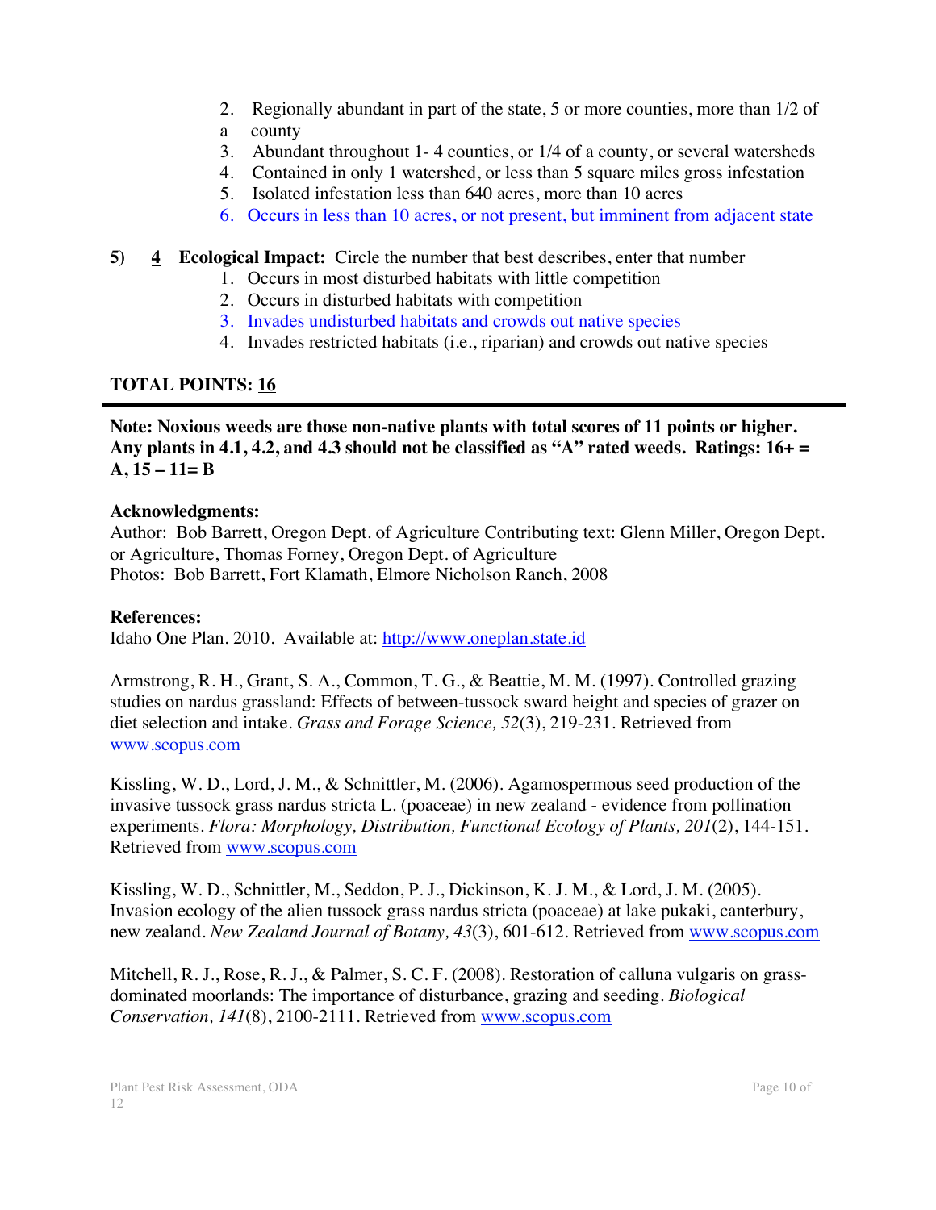2. Regionally abundant in part of the state, 5 or more counties, more than 1/2 of a county
3. Abundant throughout 1- 4 counties, or 1/4 of a county, or several watersheds
4. Contained in only 1 watershed, or less than 5 square miles gross infestation
5. Isolated infestation less than 640 acres, more than 10 acres
6. Occurs in less than 10 acres, or not present, but imminent from adjacent state

**5)** <u>**4**</u> **Ecological Impact:** Circle the number that best describes, enter that number

1. Occurs in most disturbed habitats with little competition
2. Occurs in disturbed habitats with competition
3. Invades undisturbed habitats and crowds out native species
4. Invades restricted habitats (i.e., riparian) and crowds out native species

**TOTAL POINTS:** <u>**16**</u>

---

**Note: Noxious weeds are those non-native plants with total scores of 11 points or higher. Any plants in 4.1, 4.2, and 4.3 should not be classified as "A" rated weeds. Ratings: 16+ = A, 15 – 11= B**

**Acknowledgments:**
Author: Bob Barrett, Oregon Dept. of Agriculture Contributing text: Glenn Miller, Oregon Dept. or Agriculture, Thomas Forney, Oregon Dept. of Agriculture
Photos: Bob Barrett, Fort Klamath, Elmore Nicholson Ranch, 2008

**References:**
Idaho One Plan. 2010. Available at: http://www.oneplan.state.id

Armstrong, R. H., Grant, S. A., Common, T. G., & Beattie, M. M. (1997). Controlled grazing studies on nardus grassland: Effects of between-tussock sward height and species of grazer on diet selection and intake. *Grass and Forage Science, 52*(3), 219-231. Retrieved from www.scopus.com

Kissling, W. D., Lord, J. M., & Schnittler, M. (2006). Agamospermous seed production of the invasive tussock grass nardus stricta L. (poaceae) in new zealand - evidence from pollination experiments. *Flora: Morphology, Distribution, Functional Ecology of Plants, 201*(2), 144-151. Retrieved from www.scopus.com

Kissling, W. D., Schnittler, M., Seddon, P. J., Dickinson, K. J. M., & Lord, J. M. (2005). Invasion ecology of the alien tussock grass nardus stricta (poaceae) at lake pukaki, canterbury, new zealand. *New Zealand Journal of Botany, 43*(3), 601-612. Retrieved from www.scopus.com

Mitchell, R. J., Rose, R. J., & Palmer, S. C. F. (2008). Restoration of calluna vulgaris on grass-dominated moorlands: The importance of disturbance, grazing and seeding. *Biological Conservation, 141*(8), 2100-2111. Retrieved from www.scopus.com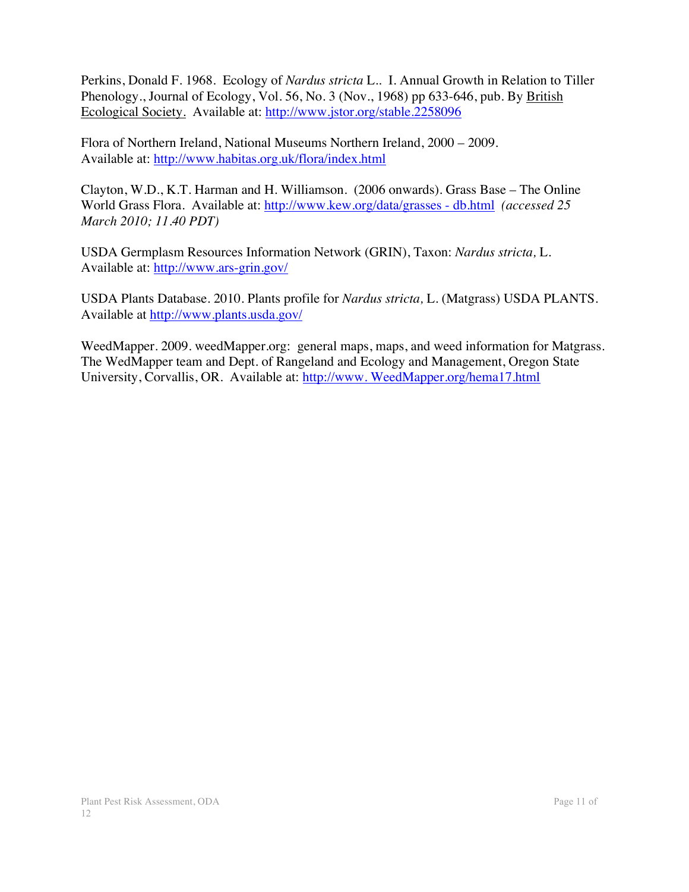Perkins, Donald F. 1968. Ecology of *Nardus stricta* L.. I. Annual Growth in Relation to Tiller Phenology., Journal of Ecology, Vol. 56, No. 3 (Nov., 1968) pp 633-646, pub. By British Ecological Society. Available at: http://www.jstor.org/stable.2258096

Flora of Northern Ireland, National Museums Northern Ireland, 2000 – 2009. Available at: http://www.habitas.org.uk/flora/index.html

Clayton, W.D., K.T. Harman and H. Williamson. (2006 onwards). Grass Base – The Online World Grass Flora. Available at: http://www.kew.org/data/grasses - db.html *(accessed 25 March 2010; 11.40 PDT)*

USDA Germplasm Resources Information Network (GRIN), Taxon: *Nardus stricta,* L. Available at: http://www.ars-grin.gov/

USDA Plants Database. 2010. Plants profile for *Nardus stricta,* L. (Matgrass) USDA PLANTS. Available at http://www.plants.usda.gov/

WeedMapper. 2009. weedMapper.org: general maps, maps, and weed information for Matgrass. The WedMapper team and Dept. of Rangeland and Ecology and Management, Oregon State University, Corvallis, OR. Available at: http://www. WeedMapper.org/hema17.html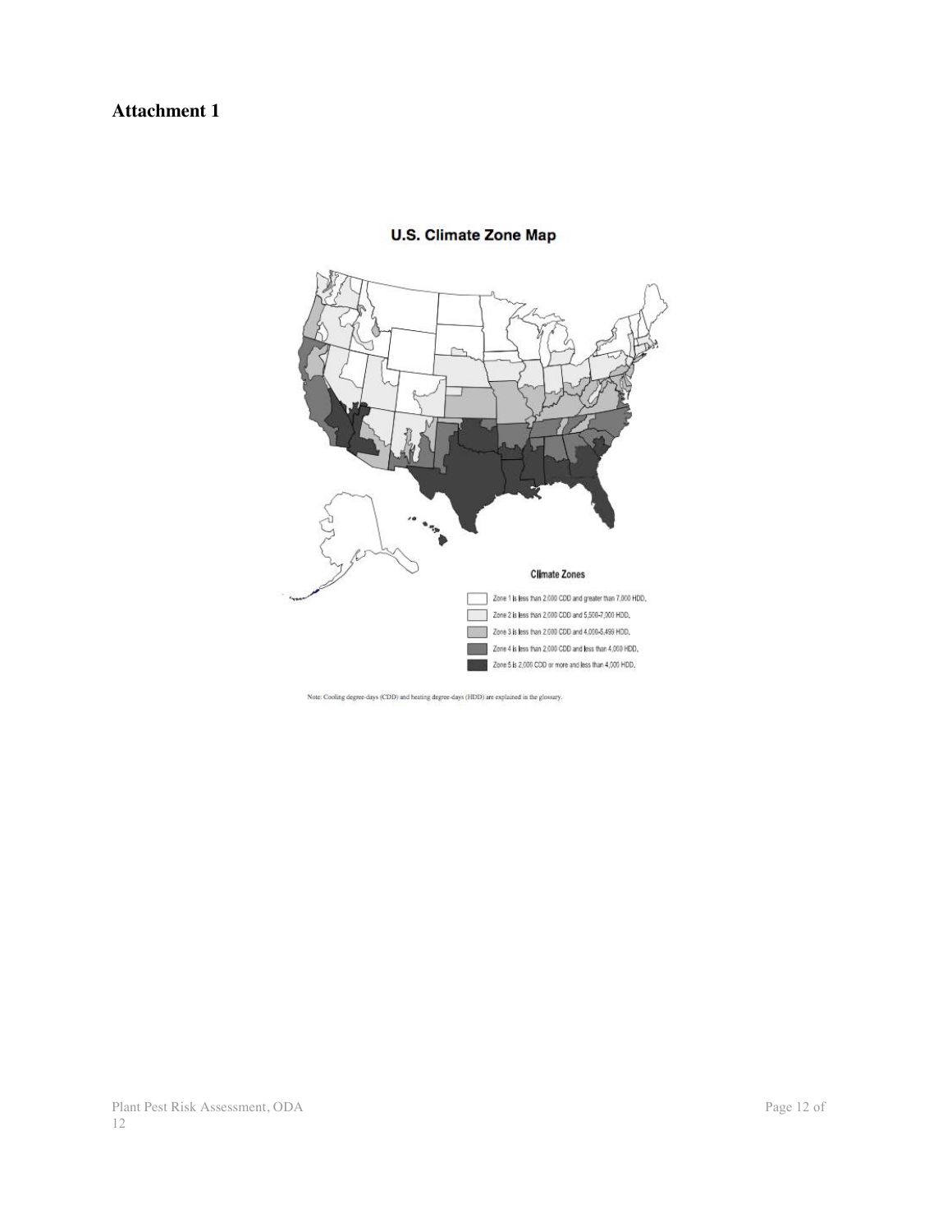# Attachment 1

U.S. Climate Zone Map

Climate Zones

Zone 1 is less than 2,000 CDD and greater than 7,000 HDD.

Zone 2 is less than 2,000 CDD and 5,500-7,000 HDD.

Zone 3 is less than 2,000 CDD and 4,000-5,499 HDD.

Zone 4 is less than 2,000 CDD and less than 4,000 HDD.

Zone 5 is 2,000 CDD or more and less than 4,000 HDD.

Note: Cooling degree-days (CDD) and heating degree-days (HDD) are explained in the glossary.